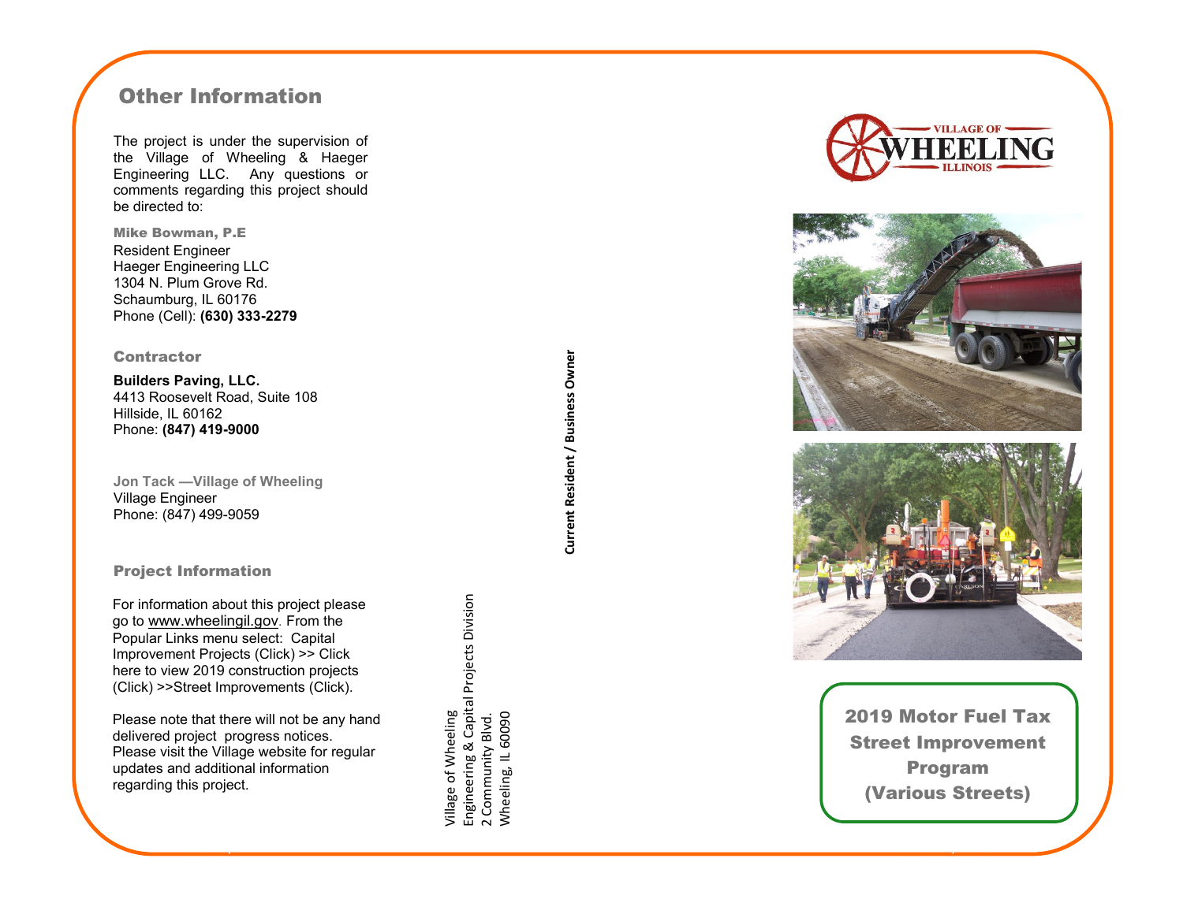## Other Information

The project is under the supervision of the Village of Wheeling & Haeger Engineering LLC. Any questions or comments regarding this project should be directed to:

**Mike Bowman, P.E**
Resident Engineer
Haeger Engineering LLC
1304 N. Plum Grove Rd.
Schaumburg, IL 60176
Phone (Cell): **(630) 333-2279**

### Contractor

**Builders Paving, LLC.**
4413 Roosevelt Road, Suite 108
Hillside, IL 60162
Phone: **(847) 419-9000**

**Jon Tack —Village of Wheeling**
Village Engineer
Phone: (847) 499-9059

### Project Information

For information about this project please go to www.wheelingil.gov. From the Popular Links menu select: Capital Improvement Projects (Click) >> Click here to view 2019 construction projects (Click) >>Street Improvements (Click).

Please note that there will not be any hand delivered project progress notices. Please visit the Village website for regular updates and additional information regarding this project.

Village of Wheeling
Engineering & Capital Projects Division
2 Community Blvd.
Wheeling, IL 60090

**Current Resident / Business Owner**

VILLAGE OF WHEELING ILLINOIS

## 2019 Motor Fuel Tax Street Improvement Program (Various Streets)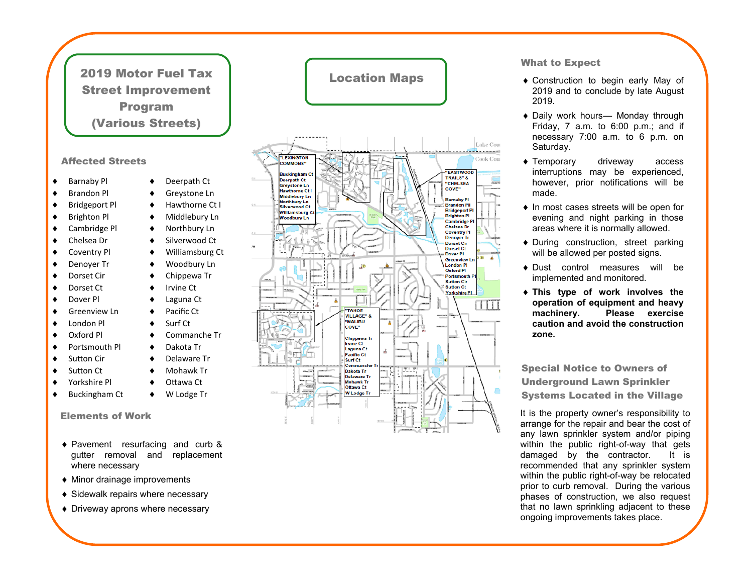# 2019 Motor Fuel Tax Street Improvement Program (Various Streets)

## Affected Streets

- Barnaby Pl
- Brandon Pl
- Bridgeport Pl
- Brighton Pl
- Cambridge Pl
- Chelsea Dr
- Coventry Pl
- Denoyer Tr
- Dorset Cir
- Dorset Ct
- Dover Pl
- Greenview Ln
- London Pl
- Oxford Pl
- Portsmouth Pl
- Sutton Cir
- Sutton Ct
- Yorkshire Pl
- Buckingham Ct
- Deerpath Ct
- Greystone Ln
- Hawthorne Ct I
- Middlebury Ln
- Northbury Ln
- Silverwood Ct
- Williamsburg Ct
- Woodbury Ln
- Chippewa Tr
- Irvine Ct
- Laguna Ct
- Pacific Ct
- Surf Ct
- Commanche Tr
- Dakota Tr
- Delaware Tr
- Mohawk Tr
- Ottawa Ct
- W Lodge Tr

## Elements of Work

- Pavement resurfacing and curb & gutter removal and replacement where necessary
- Minor drainage improvements
- Sidewalk repairs where necessary
- Driveway aprons where necessary

## Location Maps

"LEXINGTON COMMONS"
Buckingham Ct
Deerpath Ct
Greystone Ln
Hawthorne Ct I
Middlebury Ln
Northbury Ln
Silverwood Ct
Williamsburg Ct
Woodbury Ln

"EASTWOOD TRAILS" & "CHELSEA COVE"
Barnaby Pl
Brandon Pl
Bridgeport Pl
Brighton Pl
Cambridge Pl
Chelsea Dr
Coventry Pl
Denoyer Tr
Dorset Cir
Dorset Ct
Dover Pl
Greenview Ln
London Pl
Oxford Pl
Portsmouth Pl
Sutton Cir
Sutton Ct
Yorkshire Pl

"TAHOE VILLAGE" & "MALIBU COVE"
Chippewa Tr
Irvine Ct
Laguna Ct
Pacific Ct
Surf Ct
Commanche Tr
Dakota Tr
Delaware Tr
Mohawk Tr
Ottawa Ct
W Lodge Tr

Lake Cou
Cook Cou

## What to Expect

- Construction to begin early May of 2019 and to conclude by late August 2019.
- Daily work hours— Monday through Friday, 7 a.m. to 6:00 p.m.; and if necessary 7:00 a.m. to 6 p.m. on Saturday.
- Temporary driveway access interruptions may be experienced, however, prior notifications will be made.
- In most cases streets will be open for evening and night parking in those areas where it is normally allowed.
- During construction, street parking will be allowed per posted signs.
- Dust control measures will be implemented and monitored.
- **This type of work involves the operation of equipment and heavy machinery. Please exercise caution and avoid the construction zone.**

## Special Notice to Owners of Underground Lawn Sprinkler Systems Located in the Village

It is the property owner's responsibility to arrange for the repair and bear the cost of any lawn sprinkler system and/or piping within the public right-of-way that gets damaged by the contractor. It is recommended that any sprinkler system within the public right-of-way be relocated prior to curb removal. During the various phases of construction, we also request that no lawn sprinkling adjacent to these ongoing improvements takes place.